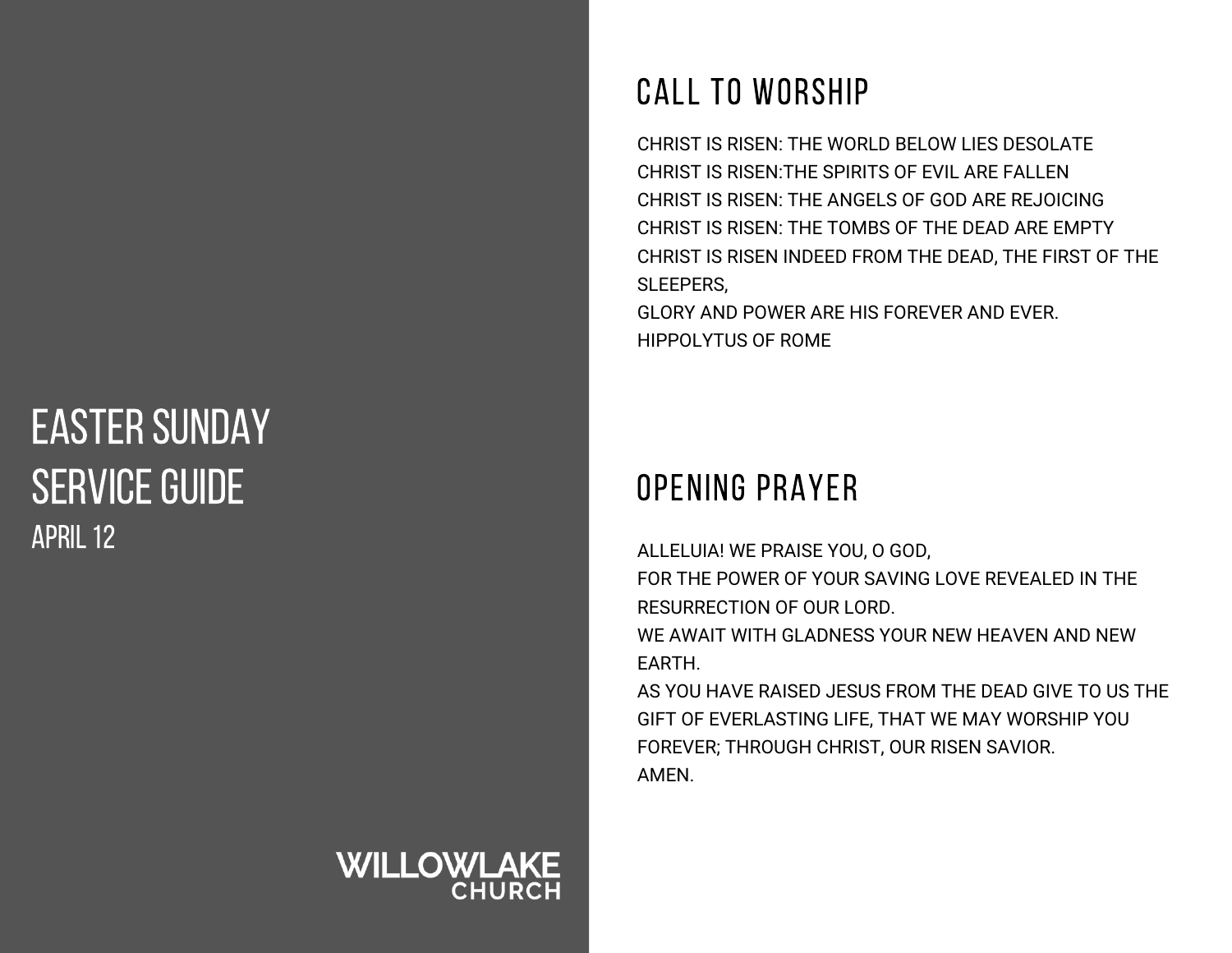# EASTER SUNDAY SERVICE GUIDE

APRIL 12

WILLOWLAKE CHURCH

## CALL TO WORSHIP

CHRIST IS RISEN: THE WORLD BELOW LIES DESOLATE
CHRIST IS RISEN:THE SPIRITS OF EVIL ARE FALLEN
CHRIST IS RISEN: THE ANGELS OF GOD ARE REJOICING
CHRIST IS RISEN: THE TOMBS OF THE DEAD ARE EMPTY
CHRIST IS RISEN INDEED FROM THE DEAD, THE FIRST OF THE SLEEPERS,
GLORY AND POWER ARE HIS FOREVER AND EVER.
HIPPOLYTUS OF ROME

## OPENING PRAYER

ALLELUIA! WE PRAISE YOU, O GOD,
FOR THE POWER OF YOUR SAVING LOVE REVEALED IN THE RESURRECTION OF OUR LORD.
WE AWAIT WITH GLADNESS YOUR NEW HEAVEN AND NEW EARTH.
AS YOU HAVE RAISED JESUS FROM THE DEAD GIVE TO US THE GIFT OF EVERLASTING LIFE, THAT WE MAY WORSHIP YOU FOREVER; THROUGH CHRIST, OUR RISEN SAVIOR.
AMEN.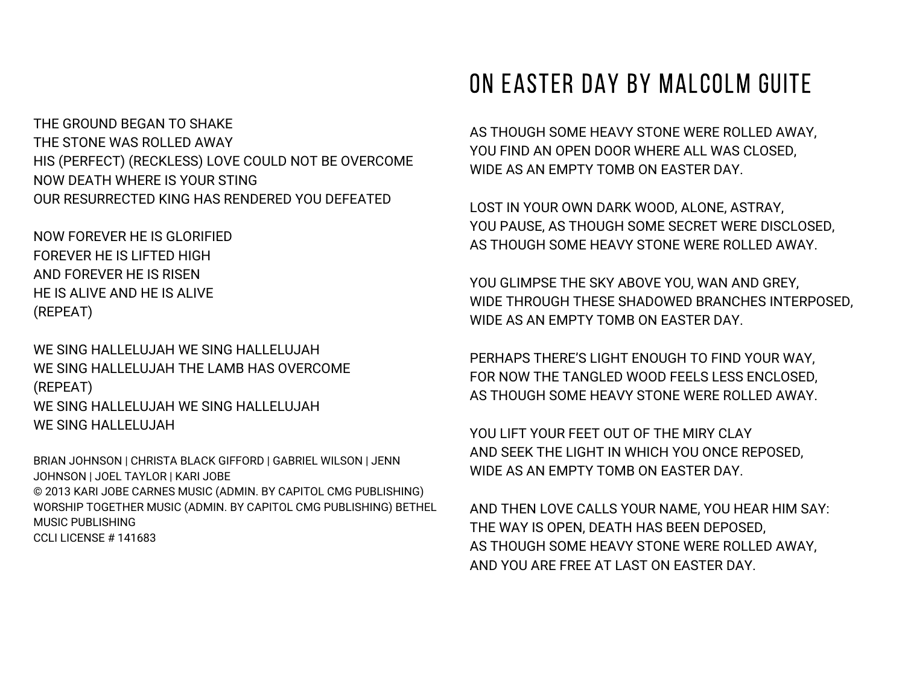THE GROUND BEGAN TO SHAKE
THE STONE WAS ROLLED AWAY
HIS (PERFECT) (RECKLESS) LOVE COULD NOT BE OVERCOME
NOW DEATH WHERE IS YOUR STING
OUR RESURRECTED KING HAS RENDERED YOU DEFEATED

NOW FOREVER HE IS GLORIFIED
FOREVER HE IS LIFTED HIGH
AND FOREVER HE IS RISEN
HE IS ALIVE AND HE IS ALIVE
(REPEAT)

WE SING HALLELUJAH WE SING HALLELUJAH
WE SING HALLELUJAH THE LAMB HAS OVERCOME
(REPEAT)
WE SING HALLELUJAH WE SING HALLELUJAH
WE SING HALLELUJAH

BRIAN JOHNSON | CHRISTA BLACK GIFFORD | GABRIEL WILSON | JENN JOHNSON | JOEL TAYLOR | KARI JOBE
© 2013 KARI JOBE CARNES MUSIC (ADMIN. BY CAPITOL CMG PUBLISHING) WORSHIP TOGETHER MUSIC (ADMIN. BY CAPITOL CMG PUBLISHING) BETHEL MUSIC PUBLISHING
CCLI LICENSE # 141683

# ON EASTER DAY BY MALCOLM GUITE

AS THOUGH SOME HEAVY STONE WERE ROLLED AWAY,
YOU FIND AN OPEN DOOR WHERE ALL WAS CLOSED,
WIDE AS AN EMPTY TOMB ON EASTER DAY.

LOST IN YOUR OWN DARK WOOD, ALONE, ASTRAY,
YOU PAUSE, AS THOUGH SOME SECRET WERE DISCLOSED,
AS THOUGH SOME HEAVY STONE WERE ROLLED AWAY.

YOU GLIMPSE THE SKY ABOVE YOU, WAN AND GREY,
WIDE THROUGH THESE SHADOWED BRANCHES INTERPOSED,
WIDE AS AN EMPTY TOMB ON EASTER DAY.

PERHAPS THERE'S LIGHT ENOUGH TO FIND YOUR WAY,
FOR NOW THE TANGLED WOOD FEELS LESS ENCLOSED,
AS THOUGH SOME HEAVY STONE WERE ROLLED AWAY.

YOU LIFT YOUR FEET OUT OF THE MIRY CLAY
AND SEEK THE LIGHT IN WHICH YOU ONCE REPOSED,
WIDE AS AN EMPTY TOMB ON EASTER DAY.

AND THEN LOVE CALLS YOUR NAME, YOU HEAR HIM SAY:
THE WAY IS OPEN, DEATH HAS BEEN DEPOSED,
AS THOUGH SOME HEAVY STONE WERE ROLLED AWAY,
AND YOU ARE FREE AT LAST ON EASTER DAY.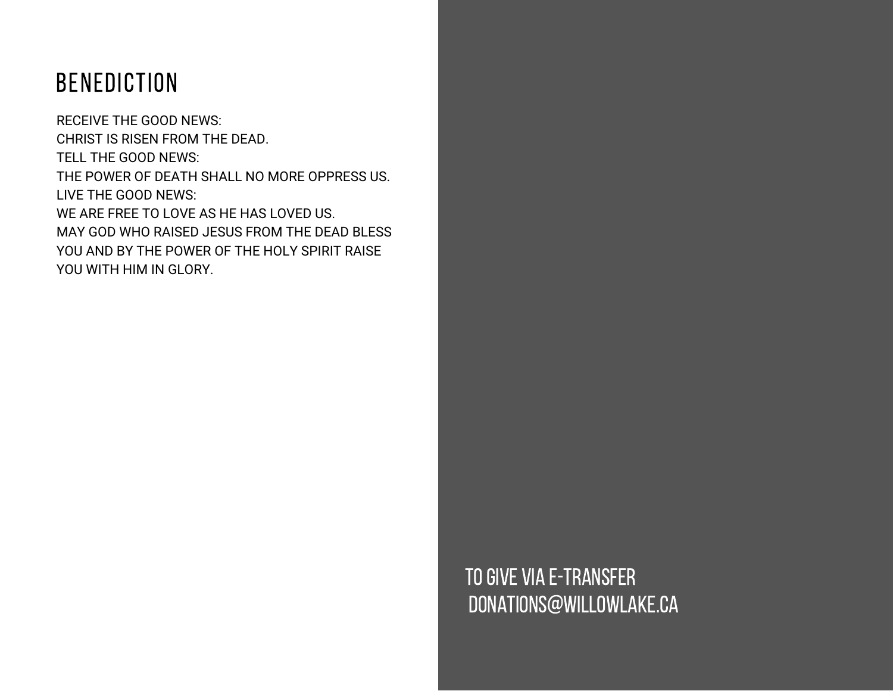# BENEDICTION

RECEIVE THE GOOD NEWS:
CHRIST IS RISEN FROM THE DEAD.
TELL THE GOOD NEWS:
THE POWER OF DEATH SHALL NO MORE OPPRESS US.
LIVE THE GOOD NEWS:
WE ARE FREE TO LOVE AS HE HAS LOVED US.
MAY GOD WHO RAISED JESUS FROM THE DEAD BLESS YOU AND BY THE POWER OF THE HOLY SPIRIT RAISE YOU WITH HIM IN GLORY.

TO GIVE VIA E-TRANSFER
DONATIONS@WILLOWLAKE.CA